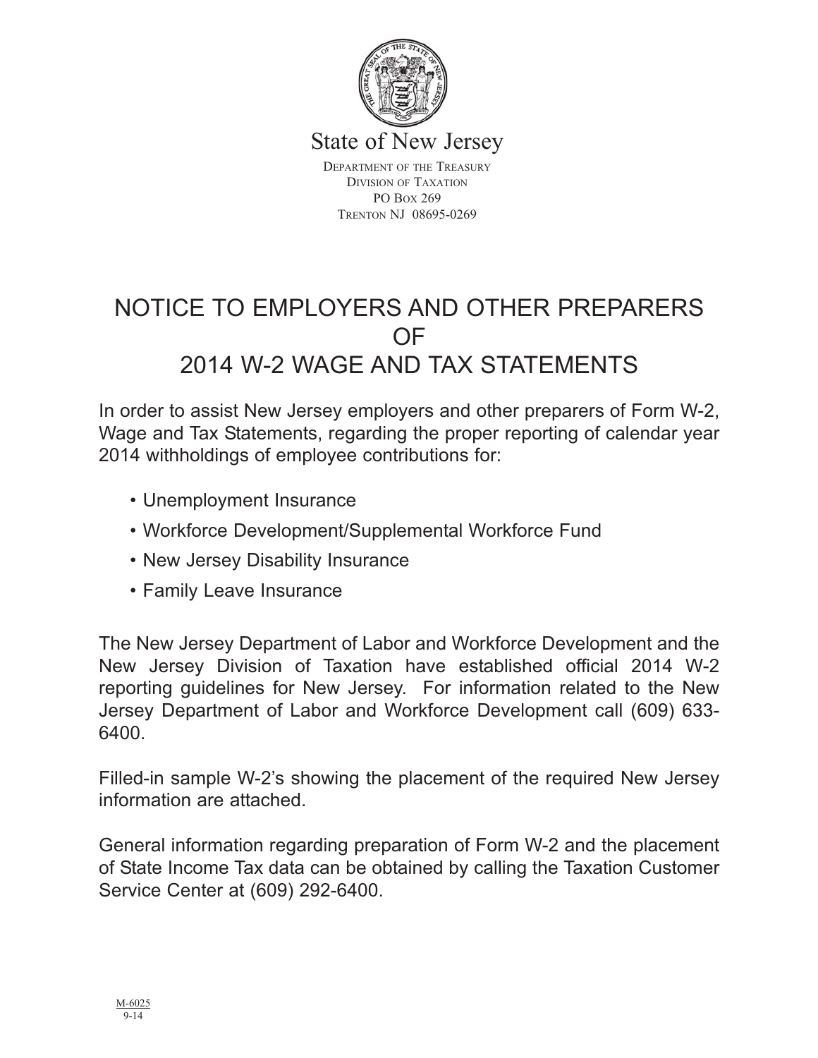State of New Jersey

Department of the Treasury
Division of Taxation
PO Box 269
Trenton NJ 08695-0269

# NOTICE TO EMPLOYERS AND OTHER PREPARERS OF 2014 W-2 WAGE AND TAX STATEMENTS

In order to assist New Jersey employers and other preparers of Form W-2, Wage and Tax Statements, regarding the proper reporting of calendar year 2014 withholdings of employee contributions for:

- Unemployment Insurance
- Workforce Development/Supplemental Workforce Fund
- New Jersey Disability Insurance
- Family Leave Insurance

The New Jersey Department of Labor and Workforce Development and the New Jersey Division of Taxation have established official 2014 W-2 reporting guidelines for New Jersey. For information related to the New Jersey Department of Labor and Workforce Development call (609) 633-6400.

Filled-in sample W-2's showing the placement of the required New Jersey information are attached.

General information regarding preparation of Form W-2 and the placement of State Income Tax data can be obtained by calling the Taxation Customer Service Center at (609) 292-6400.

M-6025
9-14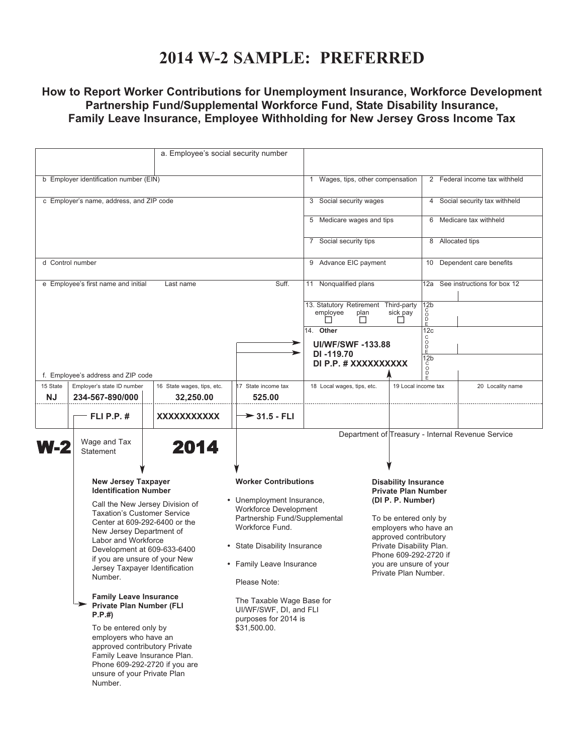# 2014 W-2 SAMPLE: PREFERRED

### How to Report Worker Contributions for Unemployment Insurance, Workforce Development Partnership Fund/Supplemental Workforce Fund, State Disability Insurance, Family Leave Insurance, Employee Withholding for New Jersey Gross Income Tax

| | a. Employee's social security number | | |
|---|---|---|---|
| b Employer identification number (EIN) | | 1 Wages, tips, other compensation | 2 Federal income tax withheld |
| c Employer's name, address, and ZIP code | | 3 Social security wages | 4 Social security tax withheld |
| | | 5 Medicare wages and tips | 6 Medicare tax withheld |
| | | 7 Social security tips | 8 Allocated tips |
| d Control number | | 9 Advance EIC payment | 10 Dependent care benefits |
| e Employee's first name and initial / Last name / Suff. | | 11 Nonqualified plans | 12a See instructions for box 12 |
| | | 13. Statutory employee ☐ Retirement plan ☐ Third-party sick pay ☐ | 12b CODE |
| | | 14. Other **UI/WF/SWF -133.88** **DI -119.70** **DI P.P. # XXXXXXXXXX** | 12c CODE |
| f. Employee's address and ZIP code | | | 12b CODE |

| 15 State | Employer's state ID number | 16 State wages, tips, etc. | 17 State income tax | 18 Local wages, tips, etc. | 19 Local income tax | 20 Locality name |
|---|---|---|---|---|---|---|
| **NJ** | **234-567-890/000** | **32,250.00** | **525.00** | | | |
| | **FLI P.P. #** | **XXXXXXXXXXX** | **31.5 - FLI** | | | |

**W-2** Wage and Tax Statement **2014**

Department of Treasury - Internal Revenue Service

**New Jersey Taxpayer Identification Number**

Call the New Jersey Division of Taxation's Customer Service Center at 609-292-6400 or the New Jersey Department of Labor and Workforce Development at 609-633-6400 if you are unsure of your New Jersey Taxpayer Identification Number.

**Family Leave Insurance Private Plan Number (FLI P.P.#)**

To be entered only by employers who have an approved contributory Private Family Leave Insurance Plan. Phone 609-292-2720 if you are unsure of your Private Plan Number.

**Worker Contributions**

- Unemployment Insurance, Workforce Development Partnership Fund/Supplemental Workforce Fund.
- State Disability Insurance
- Family Leave Insurance

Please Note:

The Taxable Wage Base for UI/WF/SWF, DI, and FLI purposes for 2014 is $31,500.00.

**Disability Insurance Private Plan Number (DI P. P. Number)**

To be entered only by employers who have an approved contributory Private Disability Plan. Phone 609-292-2720 if you are unsure of your Private Plan Number.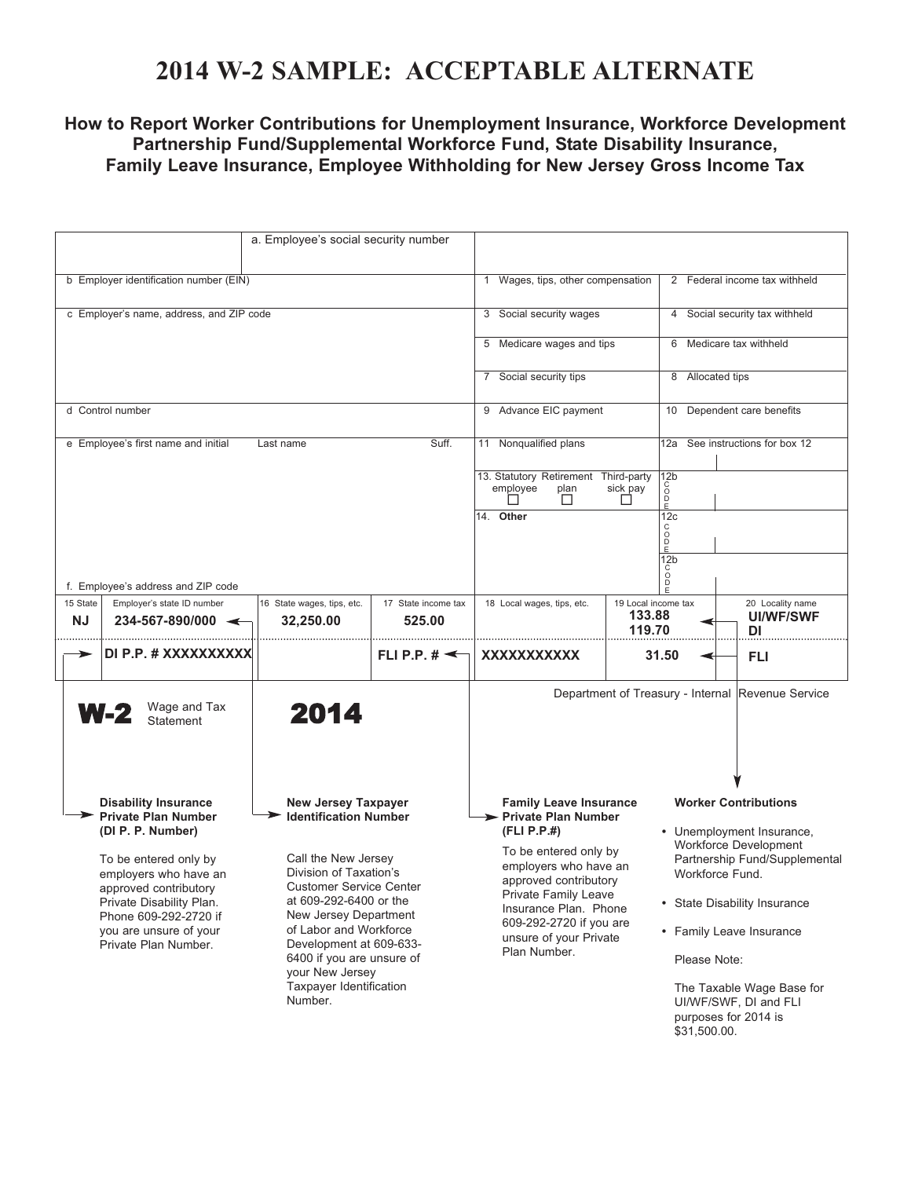# 2014 W-2 SAMPLE: ACCEPTABLE ALTERNATE

### How to Report Worker Contributions for Unemployment Insurance, Workforce Development Partnership Fund/Supplemental Workforce Fund, State Disability Insurance, Family Leave Insurance, Employee Withholding for New Jersey Gross Income Tax

| | a. Employee's social security number | | | |
|---|---|---|---|---|
| b Employer identification number (EIN) | | | 1 Wages, tips, other compensation | 2 Federal income tax withheld |
| c Employer's name, address, and ZIP code | | | 3 Social security wages | 4 Social security tax withheld |
| | | | 5 Medicare wages and tips | 6 Medicare tax withheld |
| | | | 7 Social security tips | 8 Allocated tips |
| d Control number | | | 9 Advance EIC payment | 10 Dependent care benefits |
| e Employee's first name and initial | Last name | Suff. | 11 Nonqualified plans | 12a See instructions for box 12 |
| | | | 13. Statutory employee ☐ Retirement plan ☐ Third-party sick pay ☐ | 12b CODE |
| | | | 14. **Other** | 12c CODE |
| f. Employee's address and ZIP code | | | | 12b CODE |

| 15 State | Employer's state ID number | 16 State wages, tips, etc. | 17 State income tax | 18 Local wages, tips, etc. | 19 Local income tax | 20 Locality name |
|---|---|---|---|---|---|---|
| **NJ** | **234-567-890/000** | **32,250.00** | **525.00** | | **133.88**<br>**119.70** | **UI/WF/SWF**<br>**DI** |
| | **DI P.P. # XXXXXXXXXX** | | **FLI P.P. #** | **XXXXXXXXXXX** | **31.50** | **FLI** |

**W-2** Wage and Tax Statement **2014**

Department of Treasury - Internal Revenue Service

**Disability Insurance Private Plan Number (DI P. P. Number)**

To be entered only by employers who have an approved contributory Private Disability Plan. Phone 609-292-2720 if you are unsure of your Private Plan Number.

**New Jersey Taxpayer Identification Number**

Call the New Jersey Division of Taxation's Customer Service Center at 609-292-6400 or the New Jersey Department of Labor and Workforce Development at 609-633-6400 if you are unsure of your New Jersey Taxpayer Identification Number.

**Family Leave Insurance Private Plan Number (FLI P.P.#)**

To be entered only by employers who have an approved contributory Private Family Leave Insurance Plan. Phone 609-292-2720 if you are unsure of your Private Plan Number.

**Worker Contributions**

- Unemployment Insurance, Workforce Development Partnership Fund/Supplemental Workforce Fund.
- State Disability Insurance
- Family Leave Insurance

Please Note:

The Taxable Wage Base for UI/WF/SWF, DI and FLI purposes for 2014 is $31,500.00.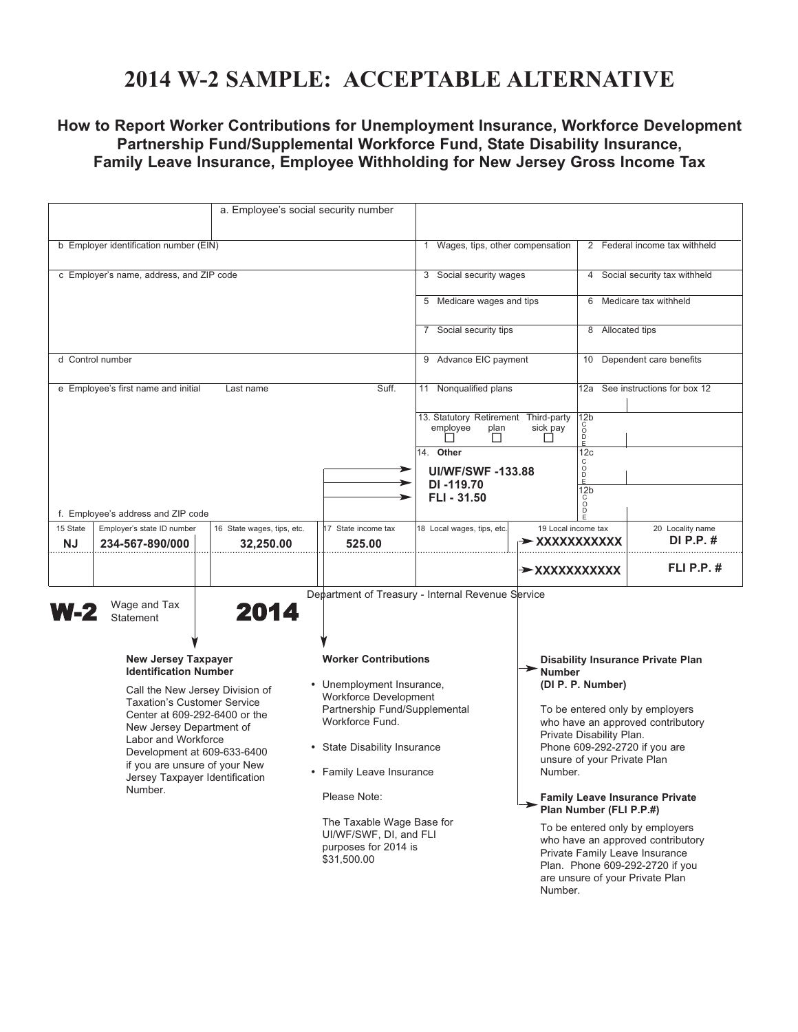# 2014 W-2 SAMPLE: ACCEPTABLE ALTERNATIVE

### How to Report Worker Contributions for Unemployment Insurance, Workforce Development Partnership Fund/Supplemental Workforce Fund, State Disability Insurance, Family Leave Insurance, Employee Withholding for New Jersey Gross Income Tax

| | | | |
|---|---|---|---|
| a. Employee's social security number | | | |
| b Employer identification number (EIN) | | 1 Wages, tips, other compensation | 2 Federal income tax withheld |
| c Employer's name, address, and ZIP code | | 3 Social security wages | 4 Social security tax withheld |
| | | 5 Medicare wages and tips | 6 Medicare tax withheld |
| | | 7 Social security tips | 8 Allocated tips |
| d Control number | | 9 Advance EIC payment | 10 Dependent care benefits |
| e Employee's first name and initial | Last name / Suff. | 11 Nonqualified plans | 12a See instructions for box 12 |
| | | 13. Statutory employee / Retirement plan / Third-party sick pay | 12b CODE |
| | | 14. Other<br>**UI/WF/SWF -133.88**<br>**DI -119.70**<br>**FLI - 31.50** | 12c CODE |
| f. Employee's address and ZIP code | | | 12b CODE |

| 15 State | Employer's state ID number | 16 State wages, tips, etc. | 17 State income tax | 18 Local wages, tips, etc. | 19 Local income tax | 20 Locality name |
|---|---|---|---|---|---|---|
| **NJ** | **234-567-890/000** | **32,250.00** | **525.00** | | **XXXXXXXXXXX** | **DI P.P. #** |
| | | | | | **XXXXXXXXXXX** | **FLI P.P. #** |

**W-2** Wage and Tax Statement **2014**

Department of Treasury - Internal Revenue Service

**New Jersey Taxpayer Identification Number**

Call the New Jersey Division of Taxation's Customer Service Center at 609-292-6400 or the New Jersey Department of Labor and Workforce Development at 609-633-6400 if you are unsure of your New Jersey Taxpayer Identification Number.

**Worker Contributions**

- Unemployment Insurance, Workforce Development Partnership Fund/Supplemental Workforce Fund.
- State Disability Insurance
- Family Leave Insurance

Please Note:

The Taxable Wage Base for UI/WF/SWF, DI, and FLI purposes for 2014 is $31,500.00

**Disability Insurance Private Plan Number (DI P. P. Number)**

To be entered only by employers who have an approved contributory Private Disability Plan. Phone 609-292-2720 if you are unsure of your Private Plan Number.

**Family Leave Insurance Private Plan Number (FLI P.P.#)**

To be entered only by employers who have an approved contributory Private Family Leave Insurance Plan. Phone 609-292-2720 if you are unsure of your Private Plan Number.